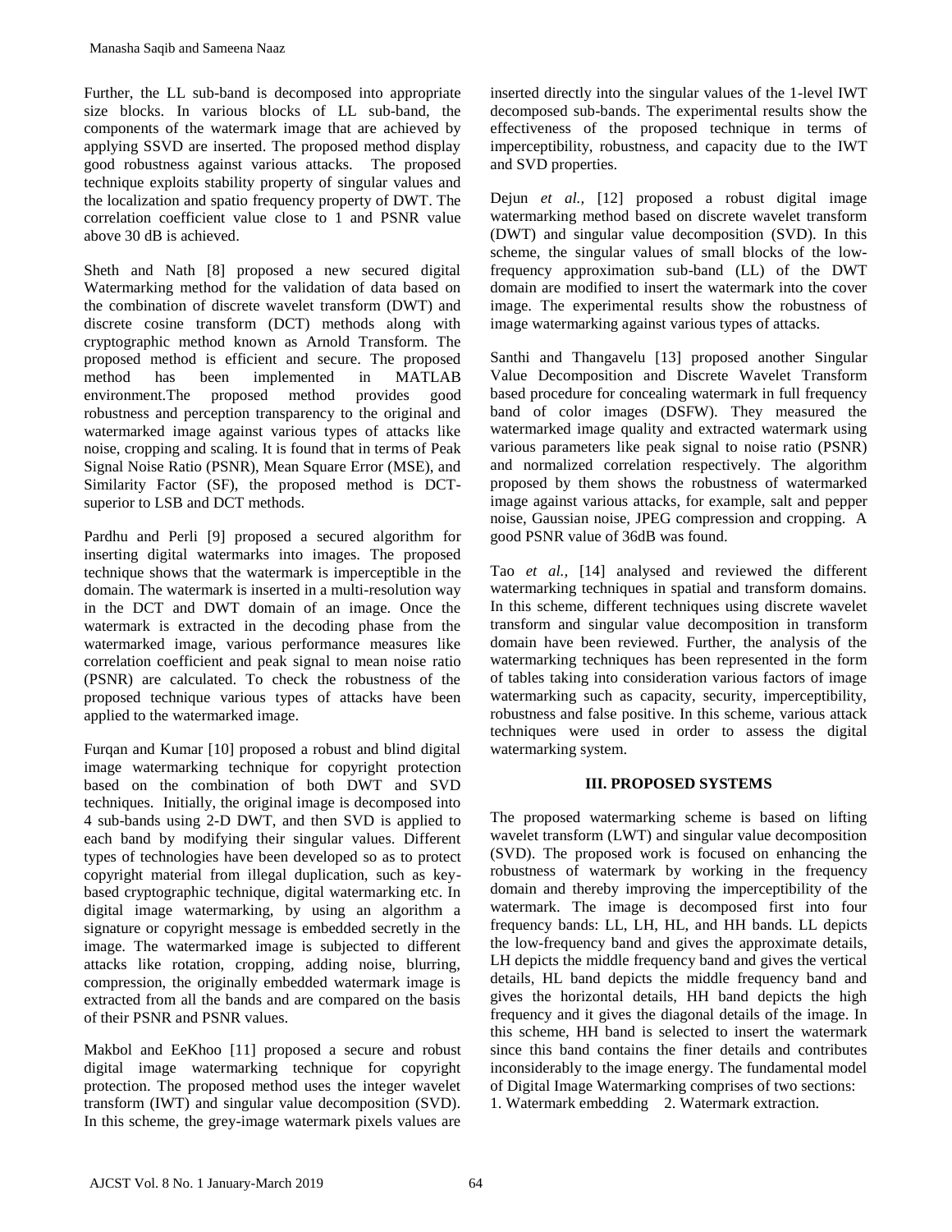Further, the LL sub-band is decomposed into appropriate size blocks. In various blocks of LL sub-band, the components of the watermark image that are achieved by applying SSVD are inserted. The proposed method display good robustness against various attacks. The proposed technique exploits stability property of singular values and the localization and spatio frequency property of DWT. The correlation coefficient value close to 1 and PSNR value above 30 dB is achieved.

Sheth and Nath [8] proposed a new secured digital Watermarking method for the validation of data based on the combination of discrete wavelet transform (DWT) and discrete cosine transform (DCT) methods along with cryptographic method known as Arnold Transform. The proposed method is efficient and secure. The proposed method has been implemented in MATLAB environment.The proposed method provides good robustness and perception transparency to the original and watermarked image against various types of attacks like noise, cropping and scaling. It is found that in terms of Peak Signal Noise Ratio (PSNR), Mean Square Error (MSE), and Similarity Factor (SF), the proposed method is DCT-superior to LSB and DCT methods.

Pardhu and Perli [9] proposed a secured algorithm for inserting digital watermarks into images. The proposed technique shows that the watermark is imperceptible in the domain. The watermark is inserted in a multi-resolution way in the DCT and DWT domain of an image. Once the watermark is extracted in the decoding phase from the watermarked image, various performance measures like correlation coefficient and peak signal to mean noise ratio (PSNR) are calculated. To check the robustness of the proposed technique various types of attacks have been applied to the watermarked image.

Furqan and Kumar [10] proposed a robust and blind digital image watermarking technique for copyright protection based on the combination of both DWT and SVD techniques. Initially, the original image is decomposed into 4 sub-bands using 2-D DWT, and then SVD is applied to each band by modifying their singular values. Different types of technologies have been developed so as to protect copyright material from illegal duplication, such as key-based cryptographic technique, digital watermarking etc. In digital image watermarking, by using an algorithm a signature or copyright message is embedded secretly in the image. The watermarked image is subjected to different attacks like rotation, cropping, adding noise, blurring, compression, the originally embedded watermark image is extracted from all the bands and are compared on the basis of their PSNR and PSNR values.

Makbol and EeKhoo [11] proposed a secure and robust digital image watermarking technique for copyright protection. The proposed method uses the integer wavelet transform (IWT) and singular value decomposition (SVD). In this scheme, the grey-image watermark pixels values are inserted directly into the singular values of the 1-level IWT decomposed sub-bands. The experimental results show the effectiveness of the proposed technique in terms of imperceptibility, robustness, and capacity due to the IWT and SVD properties.

Dejun *et al.,* [12] proposed a robust digital image watermarking method based on discrete wavelet transform (DWT) and singular value decomposition (SVD). In this scheme, the singular values of small blocks of the low-frequency approximation sub-band (LL) of the DWT domain are modified to insert the watermark into the cover image. The experimental results show the robustness of image watermarking against various types of attacks.

Santhi and Thangavelu [13] proposed another Singular Value Decomposition and Discrete Wavelet Transform based procedure for concealing watermark in full frequency band of color images (DSFW). They measured the watermarked image quality and extracted watermark using various parameters like peak signal to noise ratio (PSNR) and normalized correlation respectively. The algorithm proposed by them shows the robustness of watermarked image against various attacks, for example, salt and pepper noise, Gaussian noise, JPEG compression and cropping. A good PSNR value of 36dB was found.

Tao *et al.,* [14] analysed and reviewed the different watermarking techniques in spatial and transform domains. In this scheme, different techniques using discrete wavelet transform and singular value decomposition in transform domain have been reviewed. Further, the analysis of the watermarking techniques has been represented in the form of tables taking into consideration various factors of image watermarking such as capacity, security, imperceptibility, robustness and false positive. In this scheme, various attack techniques were used in order to assess the digital watermarking system.

## III. PROPOSED SYSTEMS

The proposed watermarking scheme is based on lifting wavelet transform (LWT) and singular value decomposition (SVD). The proposed work is focused on enhancing the robustness of watermark by working in the frequency domain and thereby improving the imperceptibility of the watermark. The image is decomposed first into four frequency bands: LL, LH, HL, and HH bands. LL depicts the low-frequency band and gives the approximate details, LH depicts the middle frequency band and gives the vertical details, HL band depicts the middle frequency band and gives the horizontal details, HH band depicts the high frequency and it gives the diagonal details of the image. In this scheme, HH band is selected to insert the watermark since this band contains the finer details and contributes inconsiderably to the image energy. The fundamental model of Digital Image Watermarking comprises of two sections:

1. Watermark embedding 2. Watermark extraction.